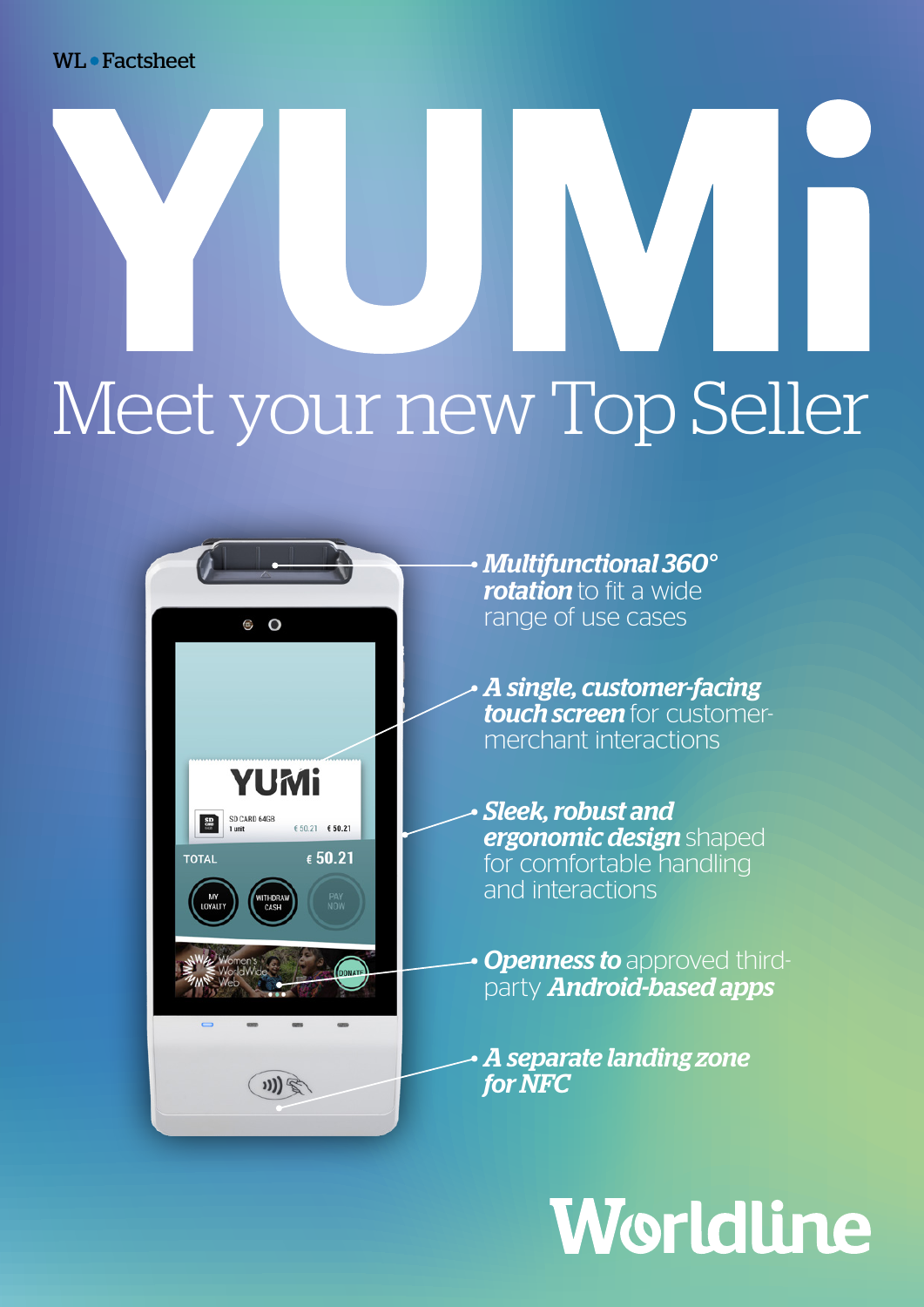WL • Factsheet

# YUMi

## Meet your new Top Seller

- ***Multifunctional 360° rotation*** to fit a wide range of use cases
- ***A single, customer-facing touch screen*** for customer-merchant interactions
- ***Sleek, robust and ergonomic design*** shaped for comfortable handling and interactions
- ***Openness to*** approved third-party ***Android-based apps***
- ***A separate landing zone for NFC***

Worldline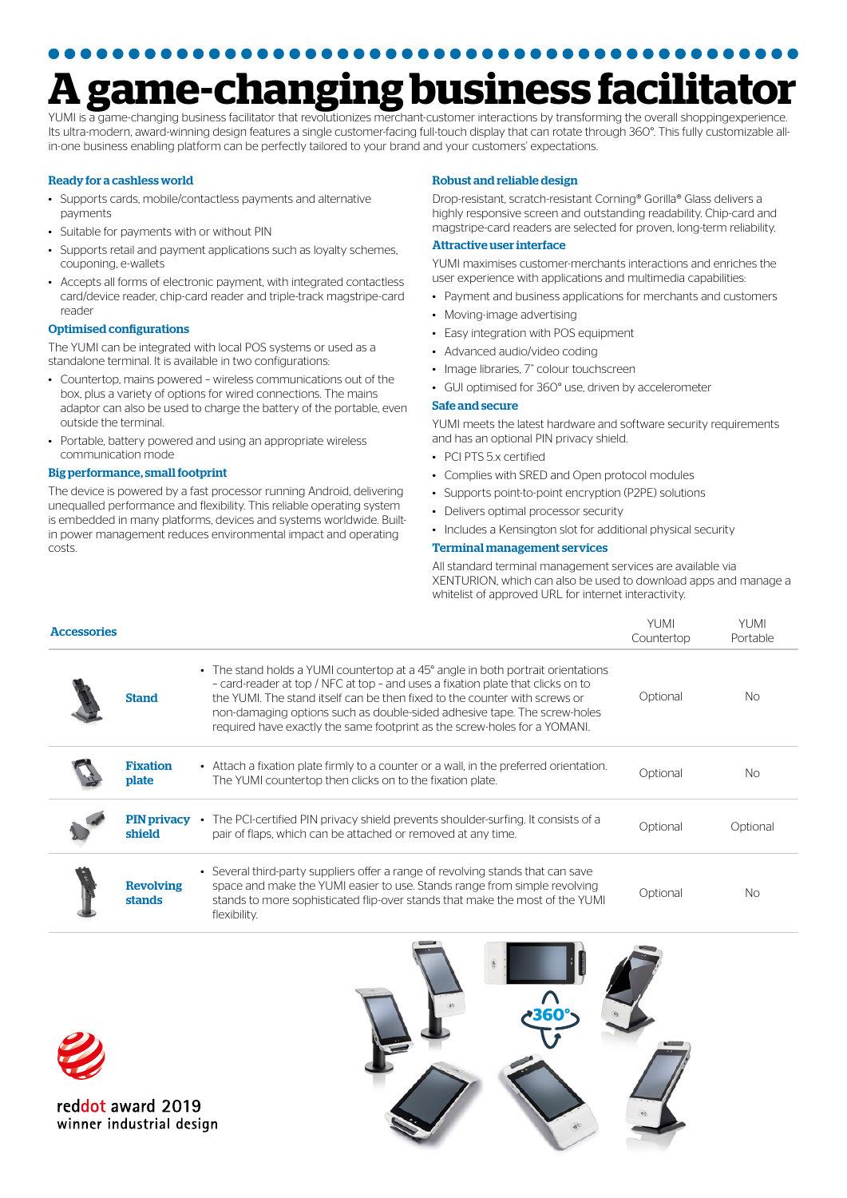# A game-changing business facilitator

YUMI is a game-changing business facilitator that revolutionizes merchant-customer interactions by transforming the overall shoppingexperience. Its ultra-modern, award-winning design features a single customer-facing full-touch display that can rotate through 360°. This fully customizable all-in-one business enabling platform can be perfectly tailored to your brand and your customers' expectations.

### Ready for a cashless world

- Supports cards, mobile/contactless payments and alternative payments
- Suitable for payments with or without PIN
- Supports retail and payment applications such as loyalty schemes, couponing, e-wallets
- Accepts all forms of electronic payment, with integrated contactless card/device reader, chip-card reader and triple-track magstripe-card reader

### Optimised configurations

The YUMI can be integrated with local POS systems or used as a standalone terminal. It is available in two configurations:

- Countertop, mains powered – wireless communications out of the box, plus a variety of options for wired connections. The mains adaptor can also be used to charge the battery of the portable, even outside the terminal.
- Portable, battery powered and using an appropriate wireless communication mode

### Big performance, small footprint

The device is powered by a fast processor running Android, delivering unequalled performance and flexibility. This reliable operating system is embedded in many platforms, devices and systems worldwide. Built-in power management reduces environmental impact and operating costs.

### Robust and reliable design

Drop-resistant, scratch-resistant Corning® Gorilla® Glass delivers a highly responsive screen and outstanding readability. Chip-card and magstripe-card readers are selected for proven, long-term reliability.

### Attractive user interface

YUMI maximises customer-merchants interactions and enriches the user experience with applications and multimedia capabilities:

- Payment and business applications for merchants and customers
- Moving-image advertising
- Easy integration with POS equipment
- Advanced audio/video coding
- Image libraries, 7" colour touchscreen
- GUI optimised for 360° use, driven by accelerometer

### Safe and secure

YUMI meets the latest hardware and software security requirements and has an optional PIN privacy shield.

- PCI PTS 5.x certified
- Complies with SRED and Open protocol modules
- Supports point-to-point encryption (P2PE) solutions
- Delivers optimal processor security
- Includes a Kensington slot for additional physical security

### Terminal management services

All standard terminal management services are available via XENTURION, which can also be used to download apps and manage a whitelist of approved URL for internet interactivity.

| Accessories | | YUMI Countertop | YUMI Portable |
|---|---|---|---|
| **Stand** | • The stand holds a YUMI countertop at a 45° angle in both portrait orientations – card-reader at top / NFC at top – and uses a fixation plate that clicks on to the YUMI. The stand itself can be then fixed to the counter with screws or non-damaging options such as double-sided adhesive tape. The screw-holes required have exactly the same footprint as the screw-holes for a YOMANI. | Optional | No |
| **Fixation plate** | • Attach a fixation plate firmly to a counter or a wall, in the preferred orientation. The YUMI countertop then clicks on to the fixation plate. | Optional | No |
| **PIN privacy shield** | • The PCI-certified PIN privacy shield prevents shoulder-surfing. It consists of a pair of flaps, which can be attached or removed at any time. | Optional | Optional |
| **Revolving stands** | • Several third-party suppliers offer a range of revolving stands that can save space and make the YUMI easier to use. Stands range from simple revolving stands to more sophisticated flip-over stands that make the most of the YUMI flexibility. | Optional | No |

reddot award 2019
winner industrial design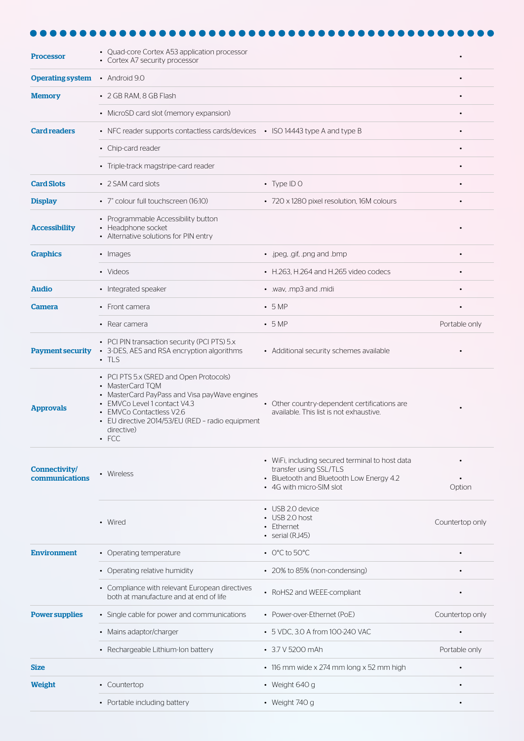| | | | |
|---|---|---|---|
| **Processor** | • Quad-core Cortex A53 application processor<br>• Cortex A7 security processor | | • |
| **Operating system** | • Android 9.0 | | • |
| **Memory** | • 2 GB RAM, 8 GB Flash | | • |
| | • MicroSD card slot (memory expansion) | | • |
| **Card readers** | • NFC reader supports contactless cards/devices | • ISO 14443 type A and type B | • |
| | • Chip-card reader | | • |
| | • Triple-track magstripe-card reader | | • |
| **Card Slots** | • 2 SAM card slots | • Type ID 0 | • |
| **Display** | • 7" colour full touchscreen (16:10) | • 720 x 1280 pixel resolution, 16M colours | • |
| **Accessibility** | • Programmable Accessibility button<br>• Headphone socket<br>• Alternative solutions for PIN entry | | • |
| **Graphics** | • Images | • .jpeg, .gif, .png and .bmp | • |
| | • Videos | • H.263, H.264 and H.265 video codecs | • |
| **Audio** | • Integrated speaker | • .wav, .mp3 and .midi | • |
| **Camera** | • Front camera | • 5 MP | • |
| | • Rear camera | • 5 MP | Portable only |
| **Payment security** | • PCI PIN transaction security (PCI PTS) 5.x<br>• 3-DES, AES and RSA encryption algorithms<br>• TLS | • Additional security schemes available | • |
| **Approvals** | • PCI PTS 5.x (SRED and Open Protocols)<br>• MasterCard TQM<br>• MasterCard PayPass and Visa payWave engines<br>• EMVCo Level 1 contact V4.3<br>• EMVCo Contactless V2.6<br>• EU directive 2014/53/EU (RED – radio equipment directive)<br>• FCC | • Other country-dependent certifications are available. This list is not exhaustive. | • |
| **Connectivity/ communications** | • Wireless | • WiFi, including secured terminal to host data transfer using SSL/TLS<br>• Bluetooth and Bluetooth Low Energy 4.2<br>• 4G with micro-SIM slot | •<br>•<br>Option |
| | • Wired | • USB 2.0 device<br>• USB 2.0 host<br>• Ethernet<br>• serial (RJ45) | Countertop only |
| **Environment** | • Operating temperature | • 0°C to 50°C | • |
| | • Operating relative humidity | • 20% to 85% (non-condensing) | • |
| | • Compliance with relevant European directives both at manufacture and at end of life | • RoHS2 and WEEE-compliant | • |
| **Power supplies** | • Single cable for power and communications | • Power-over-Ethernet (PoE) | Countertop only |
| | • Mains adaptor/charger | • 5 VDC, 3.0 A from 100-240 VAC | • |
| | • Rechargeable Lithium-Ion battery | • 3.7 V 5200 mAh | Portable only |
| **Size** | | • 116 mm wide x 274 mm long x 52 mm high | • |
| **Weight** | • Countertop | • Weight 640 g | • |
| | • Portable including battery | • Weight 740 g | • |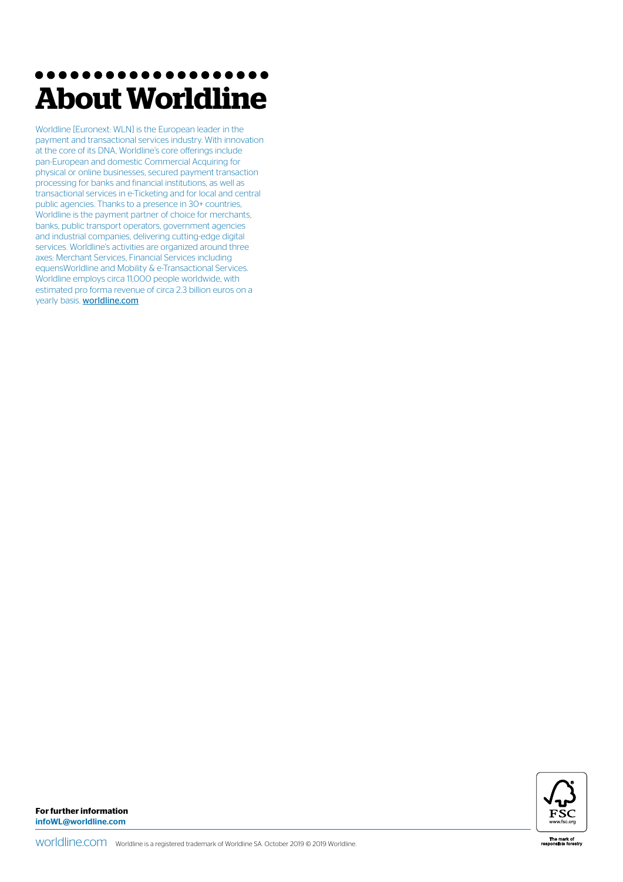# About Worldline

Worldline [Euronext: WLN] is the European leader in the payment and transactional services industry. With innovation at the core of its DNA, Worldline's core offerings include pan-European and domestic Commercial Acquiring for physical or online businesses, secured payment transaction processing for banks and financial institutions, as well as transactional services in e-Ticketing and for local and central public agencies. Thanks to a presence in 30+ countries, Worldline is the payment partner of choice for merchants, banks, public transport operators, government agencies and industrial companies, delivering cutting-edge digital services. Worldline's activities are organized around three axes: Merchant Services, Financial Services including equensWorldline and Mobility & e-Transactional Services. Worldline employs circa 11,000 people worldwide, with estimated pro forma revenue of circa 2.3 billion euros on a yearly basis. [worldline.com](https://worldline.com)

**For further information**
**infoWL@worldline.com**

worldline.com Worldline is a registered trademark of Worldline SA. October 2019 © 2019 Worldline.

FSC www.fsc.org The mark of responsible forestry